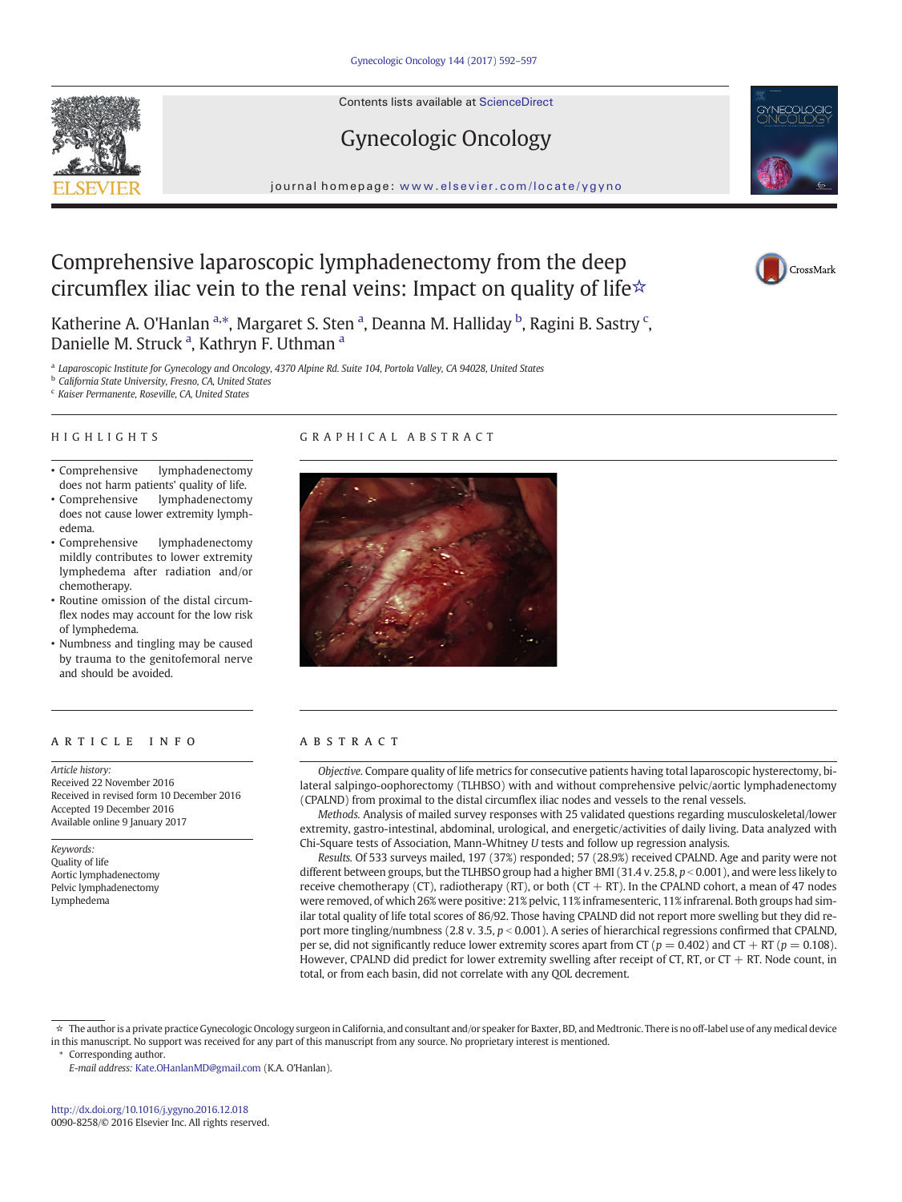# Comprehensive laparoscopic lymphadenectomy from the deep circumflex iliac vein to the renal veins: Impact on quality of life☆

Katherine A. O'Hanlan [a,*], Margaret S. Sten [a], Deanna M. Halliday [b], Ragini B. Sastry [c], Danielle M. Struck [a], Kathryn F. Uthman [a]

[a] Laparoscopic Institute for Gynecology and Oncology, 4370 Alpine Rd. Suite 104, Portola Valley, CA 94028, United States
[b] California State University, Fresno, CA, United States
[c] Kaiser Permanente, Roseville, CA, United States

## HIGHLIGHTS

- Comprehensive lymphadenectomy does not harm patients' quality of life.
- Comprehensive lymphadenectomy does not cause lower extremity lymphedema.
- Comprehensive lymphadenectomy mildly contributes to lower extremity lymphedema after radiation and/or chemotherapy.
- Routine omission of the distal circumflex nodes may account for the low risk of lymphedema.
- Numbness and tingling may be caused by trauma to the genitofemoral nerve and should be avoided.

## GRAPHICAL ABSTRACT

## ARTICLE INFO

*Article history:*
Received 22 November 2016
Received in revised form 10 December 2016
Accepted 19 December 2016
Available online 9 January 2017

*Keywords:*
Quality of life
Aortic lymphadenectomy
Pelvic lymphadenectomy
Lymphedema

## ABSTRACT

*Objective.* Compare quality of life metrics for consecutive patients having total laparoscopic hysterectomy, bilateral salpingo-oophorectomy (TLHBSO) with and without comprehensive pelvic/aortic lymphadenectomy (CPALND) from proximal to the distal circumflex iliac nodes and vessels to the renal vessels.

*Methods.* Analysis of mailed survey responses with 25 validated questions regarding musculoskeletal/lower extremity, gastro-intestinal, abdominal, urological, and energetic/activities of daily living. Data analyzed with Chi-Square tests of Association, Mann-Whitney *U* tests and follow up regression analysis.

*Results.* Of 533 surveys mailed, 197 (37%) responded; 57 (28.9%) received CPALND. Age and parity were not different between groups, but the TLHBSO group had a higher BMI (31.4 v. 25.8, $p < 0.001$), and were less likely to receive chemotherapy (CT), radiotherapy (RT), or both (CT + RT). In the CPALND cohort, a mean of 47 nodes were removed, of which 26% were positive: 21% pelvic, 11% inframesenteric, 11% infrarenal. Both groups had similar total quality of life total scores of 86/92. Those having CPALND did not report more swelling but they did report more tingling/numbness (2.8 v. 3.5, $p < 0.001$). A series of hierarchical regressions confirmed that CPALND, per se, did not significantly reduce lower extremity scores apart from CT ($p = 0.402$) and CT + RT ($p = 0.108$). However, CPALND did predict for lower extremity swelling after receipt of CT, RT, or CT + RT. Node count, in total, or from each basin, did not correlate with any QOL decrement.

---

☆ The author is a private practice Gynecologic Oncology surgeon in California, and consultant and/or speaker for Baxter, BD, and Medtronic. There is no off-label use of any medical device in this manuscript. No support was received for any part of this manuscript from any source. No proprietary interest is mentioned.

\* Corresponding author.
*E-mail address:* Kate.OHanlanMD@gmail.com (K.A. O'Hanlan).

http://dx.doi.org/10.1016/j.ygyno.2016.12.018
0090-8258/© 2016 Elsevier Inc. All rights reserved.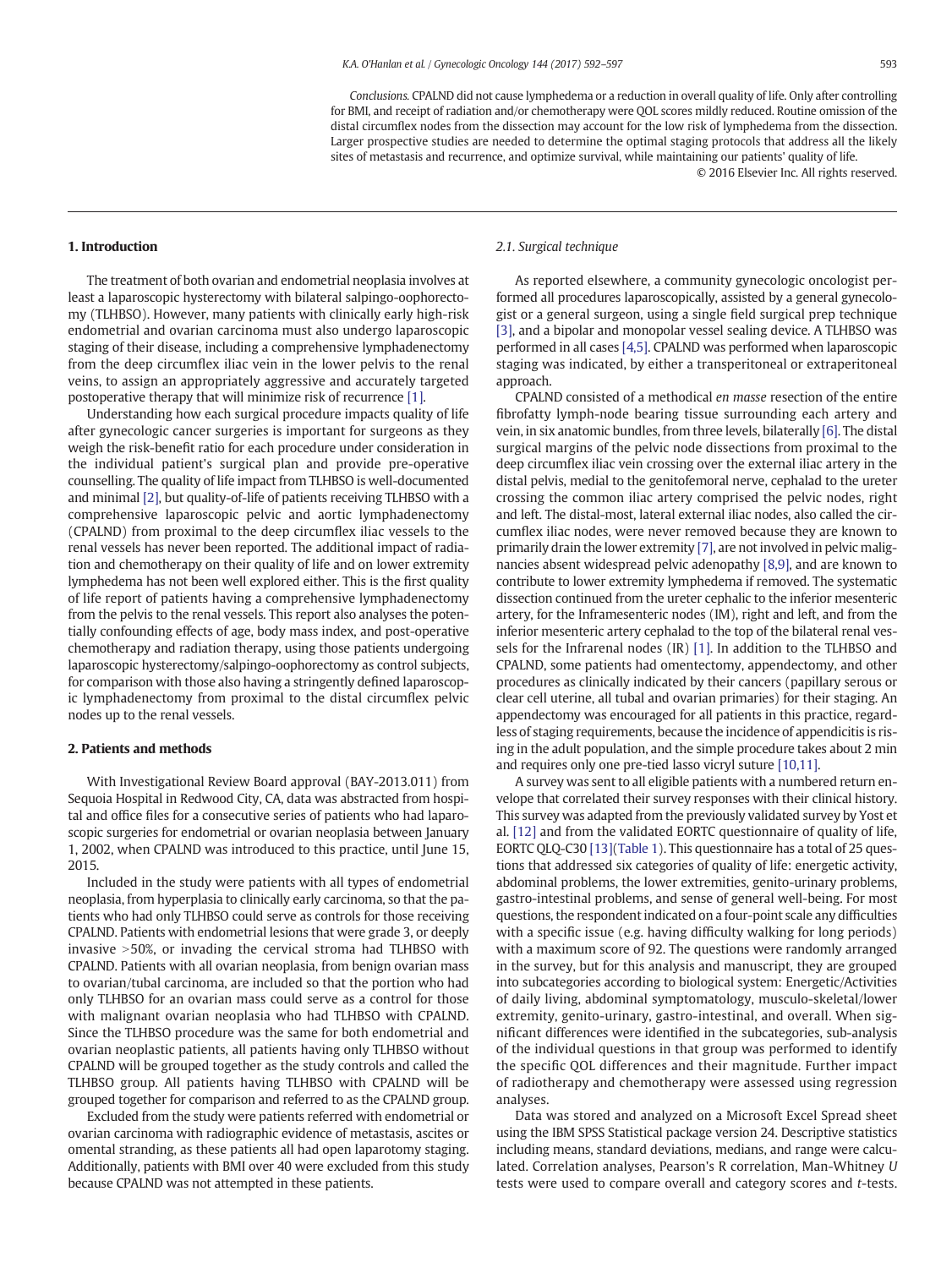*Conclusions.* CPALND did not cause lymphedema or a reduction in overall quality of life. Only after controlling for BMI, and receipt of radiation and/or chemotherapy were QOL scores mildly reduced. Routine omission of the distal circumflex nodes from the dissection may account for the low risk of lymphedema from the dissection. Larger prospective studies are needed to determine the optimal staging protocols that address all the likely sites of metastasis and recurrence, and optimize survival, while maintaining our patients' quality of life.

© 2016 Elsevier Inc. All rights reserved.

## 1. Introduction

The treatment of both ovarian and endometrial neoplasia involves at least a laparoscopic hysterectomy with bilateral salpingo-oophorectomy (TLHBSO). However, many patients with clinically early high-risk endometrial and ovarian carcinoma must also undergo laparoscopic staging of their disease, including a comprehensive lymphadenectomy from the deep circumflex iliac vein in the lower pelvis to the renal veins, to assign an appropriately aggressive and accurately targeted postoperative therapy that will minimize risk of recurrence [1].

Understanding how each surgical procedure impacts quality of life after gynecologic cancer surgeries is important for surgeons as they weigh the risk-benefit ratio for each procedure under consideration in the individual patient's surgical plan and provide pre-operative counselling. The quality of life impact from TLHBSO is well-documented and minimal [2], but quality-of-life of patients receiving TLHBSO with a comprehensive laparoscopic pelvic and aortic lymphadenectomy (CPALND) from proximal to the deep circumflex iliac vessels to the renal vessels has never been reported. The additional impact of radiation and chemotherapy on their quality of life and on lower extremity lymphedema has not been well explored either. This is the first quality of life report of patients having a comprehensive lymphadenectomy from the pelvis to the renal vessels. This report also analyses the potentially confounding effects of age, body mass index, and post-operative chemotherapy and radiation therapy, using those patients undergoing laparoscopic hysterectomy/salpingo-oophorectomy as control subjects, for comparison with those also having a stringently defined laparoscopic lymphadenectomy from proximal to the distal circumflex pelvic nodes up to the renal vessels.

## 2. Patients and methods

With Investigational Review Board approval (BAY-2013.011) from Sequoia Hospital in Redwood City, CA, data was abstracted from hospital and office files for a consecutive series of patients who had laparoscopic surgeries for endometrial or ovarian neoplasia between January 1, 2002, when CPALND was introduced to this practice, until June 15, 2015.

Included in the study were patients with all types of endometrial neoplasia, from hyperplasia to clinically early carcinoma, so that the patients who had only TLHBSO could serve as controls for those receiving CPALND. Patients with endometrial lesions that were grade 3, or deeply invasive >50%, or invading the cervical stroma had TLHBSO with CPALND. Patients with all ovarian neoplasia, from benign ovarian mass to ovarian/tubal carcinoma, are included so that the portion who had only TLHBSO for an ovarian mass could serve as a control for those with malignant ovarian neoplasia who had TLHBSO with CPALND. Since the TLHBSO procedure was the same for both endometrial and ovarian neoplastic patients, all patients having only TLHBSO without CPALND will be grouped together as the study controls and called the TLHBSO group. All patients having TLHBSO with CPALND will be grouped together for comparison and referred to as the CPALND group.

Excluded from the study were patients referred with endometrial or ovarian carcinoma with radiographic evidence of metastasis, ascites or omental stranding, as these patients all had open laparotomy staging. Additionally, patients with BMI over 40 were excluded from this study because CPALND was not attempted in these patients.

### 2.1. Surgical technique

As reported elsewhere, a community gynecologic oncologist performed all procedures laparoscopically, assisted by a general gynecologist or a general surgeon, using a single field surgical prep technique [3], and a bipolar and monopolar vessel sealing device. A TLHBSO was performed in all cases [4,5]. CPALND was performed when laparoscopic staging was indicated, by either a transperitoneal or extraperitoneal approach.

CPALND consisted of a methodical *en masse* resection of the entire fibrofatty lymph-node bearing tissue surrounding each artery and vein, in six anatomic bundles, from three levels, bilaterally [6]. The distal surgical margins of the pelvic node dissections from proximal to the deep circumflex iliac vein crossing over the external iliac artery in the distal pelvis, medial to the genitofemoral nerve, cephalad to the ureter crossing the common iliac artery comprised the pelvic nodes, right and left. The distal-most, lateral external iliac nodes, also called the circumflex iliac nodes, were never removed because they are known to primarily drain the lower extremity [7], are not involved in pelvic malignancies absent widespread pelvic adenopathy [8,9], and are known to contribute to lower extremity lymphedema if removed. The systematic dissection continued from the ureter cephalic to the inferior mesenteric artery, for the Inframesenteric nodes (IM), right and left, and from the inferior mesenteric artery cephalad to the top of the bilateral renal vessels for the Infrarenal nodes (IR) [1]. In addition to the TLHBSO and CPALND, some patients had omentectomy, appendectomy, and other procedures as clinically indicated by their cancers (papillary serous or clear cell uterine, all tubal and ovarian primaries) for their staging. An appendectomy was encouraged for all patients in this practice, regardless of staging requirements, because the incidence of appendicitis is rising in the adult population, and the simple procedure takes about 2 min and requires only one pre-tied lasso vicryl suture [10,11].

A survey was sent to all eligible patients with a numbered return envelope that correlated their survey responses with their clinical history. This survey was adapted from the previously validated survey by Yost et al. [12] and from the validated EORTC questionnaire of quality of life, EORTC QLQ-C30 [13](Table 1). This questionnaire has a total of 25 questions that addressed six categories of quality of life: energetic activity, abdominal problems, the lower extremities, genito-urinary problems, gastro-intestinal problems, and sense of general well-being. For most questions, the respondent indicated on a four-point scale any difficulties with a specific issue (e.g. having difficulty walking for long periods) with a maximum score of 92. The questions were randomly arranged in the survey, but for this analysis and manuscript, they are grouped into subcategories according to biological system: Energetic/Activities of daily living, abdominal symptomatology, musculo-skeletal/lower extremity, genito-urinary, gastro-intestinal, and overall. When significant differences were identified in the subcategories, sub-analysis of the individual questions in that group was performed to identify the specific QOL differences and their magnitude. Further impact of radiotherapy and chemotherapy were assessed using regression analyses.

Data was stored and analyzed on a Microsoft Excel Spread sheet using the IBM SPSS Statistical package version 24. Descriptive statistics including means, standard deviations, medians, and range were calculated. Correlation analyses, Pearson's R correlation, Man-Whitney *U* tests were used to compare overall and category scores and *t*-tests.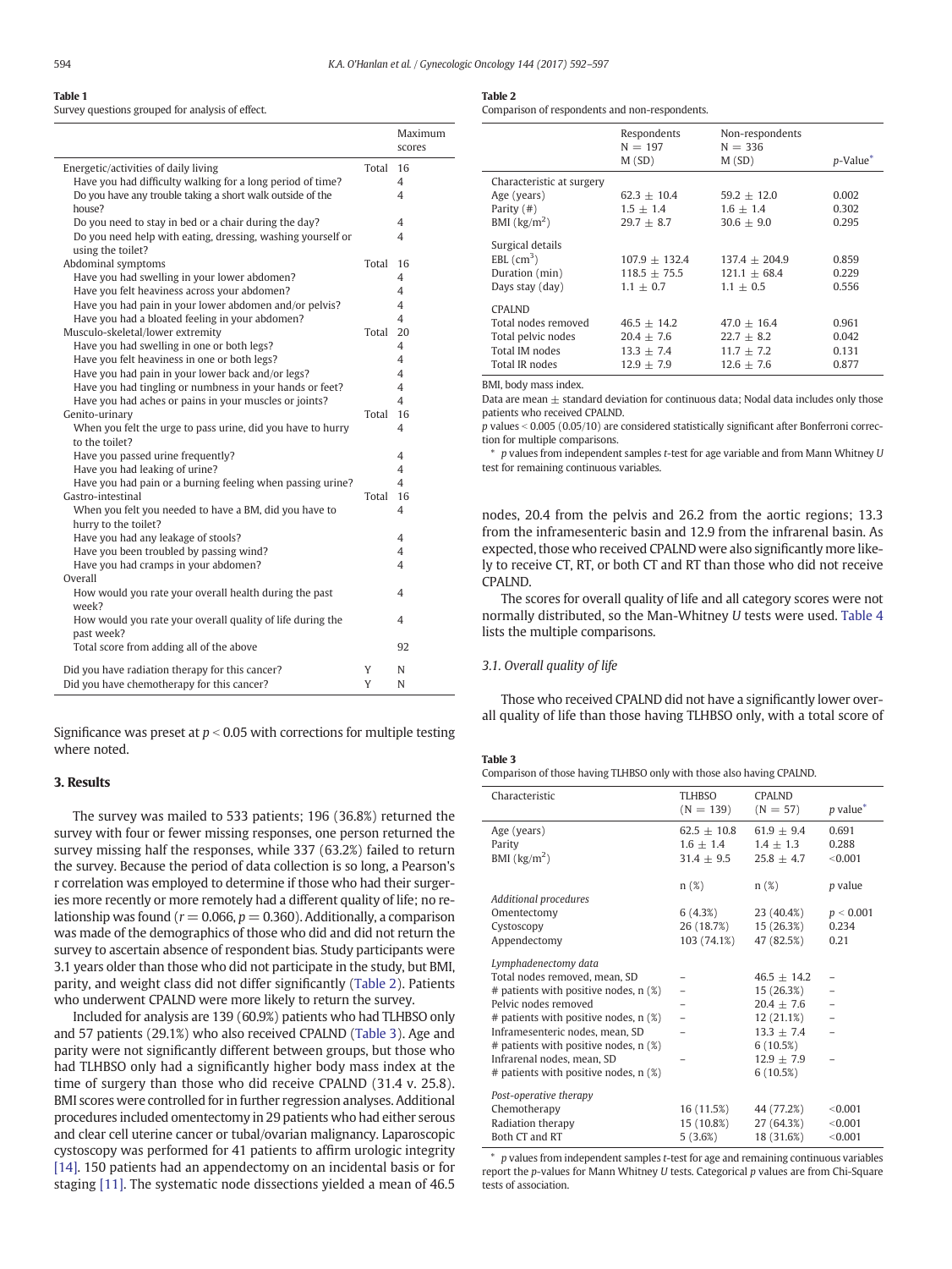**Table 1**
Survey questions grouped for analysis of effect.

| | | Maximum scores |
|---|---|---|
| Energetic/activities of daily living | Total | 16 |
| Have you had difficulty walking for a long period of time? | | 4 |
| Do you have any trouble taking a short walk outside of the house? | | 4 |
| Do you need to stay in bed or a chair during the day? | | 4 |
| Do you need help with eating, dressing, washing yourself or using the toilet? | | 4 |
| Abdominal symptoms | Total | 16 |
| Have you had swelling in your lower abdomen? | | 4 |
| Have you felt heaviness across your abdomen? | | 4 |
| Have you had pain in your lower abdomen and/or pelvis? | | 4 |
| Have you had a bloated feeling in your abdomen? | | 4 |
| Musculo-skeletal/lower extremity | Total | 20 |
| Have you had swelling in one or both legs? | | 4 |
| Have you felt heaviness in one or both legs? | | 4 |
| Have you had pain in your lower back and/or legs? | | 4 |
| Have you had tingling or numbness in your hands or feet? | | 4 |
| Have you had aches or pains in your muscles or joints? | | 4 |
| Genito-urinary | Total | 16 |
| When you felt the urge to pass urine, did you have to hurry to the toilet? | | 4 |
| Have you passed urine frequently? | | 4 |
| Have you had leaking of urine? | | 4 |
| Have you had pain or a burning feeling when passing urine? | | 4 |
| Gastro-intestinal | Total | 16 |
| When you felt you needed to have a BM, did you have to hurry to the toilet? | | 4 |
| Have you had any leakage of stools? | | 4 |
| Have you been troubled by passing wind? | | 4 |
| Have you had cramps in your abdomen? | | 4 |
| Overall | | |
| How would you rate your overall health during the past week? | | 4 |
| How would you rate your overall quality of life during the past week? | | 4 |
| Total score from adding all of the above | | 92 |
| Did you have radiation therapy for this cancer? | Y | N |
| Did you have chemotherapy for this cancer? | Y | N |

Significance was preset at $p < 0.05$ with corrections for multiple testing where noted.

## 3. Results

The survey was mailed to 533 patients; 196 (36.8%) returned the survey with four or fewer missing responses, one person returned the survey missing half the responses, while 337 (63.2%) failed to return the survey. Because the period of data collection is so long, a Pearson's r correlation was employed to determine if those who had their surgeries more recently or more remotely had a different quality of life; no relationship was found ($r = 0.066$, $p = 0.360$). Additionally, a comparison was made of the demographics of those who did and did not return the survey to ascertain absence of respondent bias. Study participants were 3.1 years older than those who did not participate in the study, but BMI, parity, and weight class did not differ significantly (Table 2). Patients who underwent CPALND were more likely to return the survey.

Included for analysis are 139 (60.9%) patients who had TLHBSO only and 57 patients (29.1%) who also received CPALND (Table 3). Age and parity were not significantly different between groups, but those who had TLHBSO only had a significantly higher body mass index at the time of surgery than those who did receive CPALND (31.4 v. 25.8). BMI scores were controlled for in further regression analyses. Additional procedures included omentectomy in 29 patients who had either serous and clear cell uterine cancer or tubal/ovarian malignancy. Laparoscopic cystoscopy was performed for 41 patients to affirm urologic integrity [14]. 150 patients had an appendectomy on an incidental basis or for staging [11]. The systematic node dissections yielded a mean of 46.5 nodes, 20.4 from the pelvis and 26.2 from the aortic regions; 13.3 from the inframesenteric basin and 12.9 from the infrarenal basin. As expected, those who received CPALND were also significantly more likely to receive CT, RT, or both CT and RT than those who did not receive CPALND.

**Table 2**
Comparison of respondents and non-respondents.

| | Respondents N = 197 M (SD) | Non-respondents N = 336 M (SD) | p-Value* |
|---|---|---|---|
| Characteristic at surgery | | | |
| Age (years) | 62.3 ± 10.4 | 59.2 ± 12.0 | 0.002 |
| Parity (#) | 1.5 ± 1.4 | 1.6 ± 1.4 | 0.302 |
| BMI ($kg/m^2$) | 29.7 ± 8.7 | 30.6 ± 9.0 | 0.295 |
| Surgical details | | | |
| EBL ($cm^3$) | 107.9 ± 132.4 | 137.4 ± 204.9 | 0.859 |
| Duration (min) | 118.5 ± 75.5 | 121.1 ± 68.4 | 0.229 |
| Days stay (day) | 1.1 ± 0.7 | 1.1 ± 0.5 | 0.556 |
| CPALND | | | |
| Total nodes removed | 46.5 ± 14.2 | 47.0 ± 16.4 | 0.961 |
| Total pelvic nodes | 20.4 ± 7.6 | 22.7 ± 8.2 | 0.042 |
| Total IM nodes | 13.3 ± 7.4 | 11.7 ± 7.2 | 0.131 |
| Total IR nodes | 12.9 ± 7.9 | 12.6 ± 7.6 | 0.877 |

BMI, body mass index.
Data are mean ± standard deviation for continuous data; Nodal data includes only those patients who received CPALND.
p values < 0.005 (0.05/10) are considered statistically significant after Bonferroni correction for multiple comparisons.
* p values from independent samples t-test for age variable and from Mann Whitney U test for remaining continuous variables.

The scores for overall quality of life and all category scores were not normally distributed, so the Man-Whitney U tests were used. Table 4 lists the multiple comparisons.

### 3.1. Overall quality of life

Those who received CPALND did not have a significantly lower overall quality of life than those having TLHBSO only, with a total score of

**Table 3**
Comparison of those having TLHBSO only with those also having CPALND.

| Characteristic | TLHBSO (N = 139) | CPALND (N = 57) | p value* |
|---|---|---|---|
| Age (years) | 62.5 ± 10.8 | 61.9 ± 9.4 | 0.691 |
| Parity | 1.6 ± 1.4 | 1.4 ± 1.3 | 0.288 |
| BMI ($kg/m^2$) | 31.4 ± 9.5 | 25.8 ± 4.7 | <0.001 |
| | n (%) | n (%) | p value |
| *Additional procedures* | | | |
| Omentectomy | 6 (4.3%) | 23 (40.4%) | p < 0.001 |
| Cystoscopy | 26 (18.7%) | 15 (26.3%) | 0.234 |
| Appendectomy | 103 (74.1%) | 47 (82.5%) | 0.21 |
| *Lymphadenectomy data* | | | |
| Total nodes removed, mean, SD | – | 46.5 ± 14.2 | – |
| # patients with positive nodes, n (%) | – | 15 (26.3%) | – |
| Pelvic nodes removed | – | 20.4 ± 7.6 | – |
| # patients with positive nodes, n (%) | – | 12 (21.1%) | – |
| Inframesenteric nodes, mean, SD | – | 13.3 ± 7.4 | – |
| # patients with positive nodes, n (%) | | 6 (10.5%) | |
| Infrarenal nodes, mean, SD | – | 12.9 ± 7.9 | – |
| # patients with positive nodes, n (%) | | 6 (10.5%) | |
| *Post-operative therapy* | | | |
| Chemotherapy | 16 (11.5%) | 44 (77.2%) | <0.001 |
| Radiation therapy | 15 (10.8%) | 27 (64.3%) | <0.001 |
| Both CT and RT | 5 (3.6%) | 18 (31.6%) | <0.001 |

* p values from independent samples t-test for age and remaining continuous variables report the p-values for Mann Whitney U tests. Categorical p values are from Chi-Square tests of association.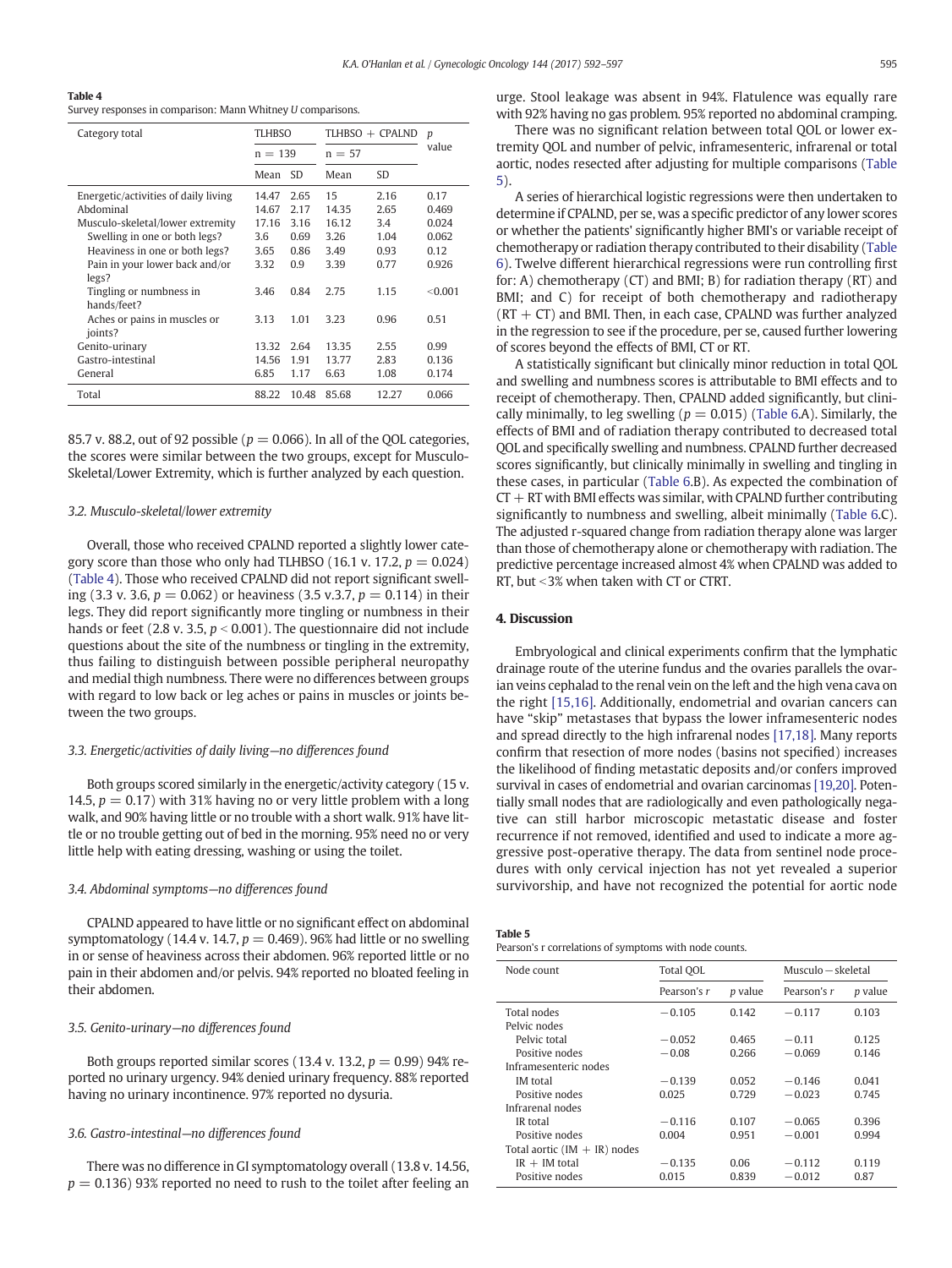**Table 4**
Survey responses in comparison: Mann Whitney U comparisons.

| Category total | TLHBSO | | TLHBSO + CPALND | | p value |
|---|---|---|---|---|---|
| | n = 139 | | n = 57 | | |
| | Mean | SD | Mean | SD | |
| Energetic/activities of daily living | 14.47 | 2.65 | 15 | 2.16 | 0.17 |
| Abdominal | 14.67 | 2.17 | 14.35 | 2.65 | 0.469 |
| Musculo-skeletal/lower extremity | 17.16 | 3.16 | 16.12 | 3.4 | 0.024 |
| Swelling in one or both legs? | 3.6 | 0.69 | 3.26 | 1.04 | 0.062 |
| Heaviness in one or both legs? | 3.65 | 0.86 | 3.49 | 0.93 | 0.12 |
| Pain in your lower back and/or legs? | 3.32 | 0.9 | 3.39 | 0.77 | 0.926 |
| Tingling or numbness in hands/feet? | 3.46 | 0.84 | 2.75 | 1.15 | <0.001 |
| Aches or pains in muscles or joints? | 3.13 | 1.01 | 3.23 | 0.96 | 0.51 |
| Genito-urinary | 13.32 | 2.64 | 13.35 | 2.55 | 0.99 |
| Gastro-intestinal | 14.56 | 1.91 | 13.77 | 2.83 | 0.136 |
| General | 6.85 | 1.17 | 6.63 | 1.08 | 0.174 |
| Total | 88.22 | 10.48 | 85.68 | 12.27 | 0.066 |

85.7 v. 88.2, out of 92 possible ($p = 0.066$). In all of the QOL categories, the scores were similar between the two groups, except for Musculo-Skeletal/Lower Extremity, which is further analyzed by each question.

### 3.2. Musculo-skeletal/lower extremity

Overall, those who received CPALND reported a slightly lower category score than those who only had TLHBSO (16.1 v. 17.2, $p = 0.024$) (Table 4). Those who received CPALND did not report significant swelling (3.3 v. 3.6, $p = 0.062$) or heaviness (3.5 v.3.7, $p = 0.114$) in their legs. They did report significantly more tingling or numbness in their hands or feet (2.8 v. 3.5, $p < 0.001$). The questionnaire did not include questions about the site of the numbness or tingling in the extremity, thus failing to distinguish between possible peripheral neuropathy and medial thigh numbness. There were no differences between groups with regard to low back or leg aches or pains in muscles or joints between the two groups.

### 3.3. Energetic/activities of daily living—no differences found

Both groups scored similarly in the energetic/activity category (15 v. 14.5, $p = 0.17$) with 31% having no or very little problem with a long walk, and 90% having little or no trouble with a short walk. 91% have little or no trouble getting out of bed in the morning. 95% need no or very little help with eating dressing, washing or using the toilet.

### 3.4. Abdominal symptoms—no differences found

CPALND appeared to have little or no significant effect on abdominal symptomatology (14.4 v. 14.7, $p = 0.469$). 96% had little or no swelling in or sense of heaviness across their abdomen. 96% reported little or no pain in their abdomen and/or pelvis. 94% reported no bloated feeling in their abdomen.

### 3.5. Genito-urinary—no differences found

Both groups reported similar scores (13.4 v. 13.2, $p = 0.99$) 94% reported no urinary urgency. 94% denied urinary frequency. 88% reported having no urinary incontinence. 97% reported no dysuria.

### 3.6. Gastro-intestinal—no differences found

There was no difference in GI symptomatology overall (13.8 v. 14.56, $p = 0.136$) 93% reported no need to rush to the toilet after feeling an urge. Stool leakage was absent in 94%. Flatulence was equally rare with 92% having no gas problem. 95% reported no abdominal cramping.

There was no significant relation between total QOL or lower extremity QOL and number of pelvic, inframesenteric, infrarenal or total aortic, nodes resected after adjusting for multiple comparisons (Table 5).

A series of hierarchical logistic regressions were then undertaken to determine if CPALND, per se, was a specific predictor of any lower scores or whether the patients' significantly higher BMI's or variable receipt of chemotherapy or radiation therapy contributed to their disability (Table 6). Twelve different hierarchical regressions were run controlling first for: A) chemotherapy (CT) and BMI; B) for radiation therapy (RT) and BMI; and C) for receipt of both chemotherapy and radiotherapy (RT + CT) and BMI. Then, in each case, CPALND was further analyzed in the regression to see if the procedure, per se, caused further lowering of scores beyond the effects of BMI, CT or RT.

A statistically significant but clinically minor reduction in total QOL and swelling and numbness scores is attributable to BMI effects and to receipt of chemotherapy. Then, CPALND added significantly, but clinically minimally, to leg swelling ($p = 0.015$) (Table 6.A). Similarly, the effects of BMI and of radiation therapy contributed to decreased total QOL and specifically swelling and numbness. CPALND further decreased scores significantly, but clinically minimally in swelling and tingling in these cases, in particular (Table 6.B). As expected the combination of CT + RT with BMI effects was similar, with CPALND further contributing significantly to numbness and swelling, albeit minimally (Table 6.C). The adjusted r-squared change from radiation therapy alone was larger than those of chemotherapy alone or chemotherapy with radiation. The predictive percentage increased almost 4% when CPALND was added to RT, but <3% when taken with CT or CTRT.

## 4. Discussion

Embryological and clinical experiments confirm that the lymphatic drainage route of the uterine fundus and the ovaries parallels the ovarian veins cephalad to the renal vein on the left and the high vena cava on the right [15,16]. Additionally, endometrial and ovarian cancers can have "skip" metastases that bypass the lower inframesenteric nodes and spread directly to the high infrarenal nodes [17,18]. Many reports confirm that resection of more nodes (basins not specified) increases the likelihood of finding metastatic deposits and/or confers improved survival in cases of endometrial and ovarian carcinomas [19,20]. Potentially small nodes that are radiologically and even pathologically negative can still harbor microscopic metastatic disease and foster recurrence if not removed, identified and used to indicate a more aggressive post-operative therapy. The data from sentinel node procedures with only cervical injection has not yet revealed a superior survivorship, and have not recognized the potential for aortic node

**Table 5**
Pearson's r correlations of symptoms with node counts.

| Node count | Total QOL | | Musculo − skeletal | |
|---|---|---|---|---|
| | Pearson's r | p value | Pearson's r | p value |
| Total nodes | −0.105 | 0.142 | −0.117 | 0.103 |
| Pelvic nodes | | | | |
| Pelvic total | −0.052 | 0.465 | −0.11 | 0.125 |
| Positive nodes | −0.08 | 0.266 | −0.069 | 0.146 |
| Inframesenteric nodes | | | | |
| IM total | −0.139 | 0.052 | −0.146 | 0.041 |
| Positive nodes | 0.025 | 0.729 | −0.023 | 0.745 |
| Infrarenal nodes | | | | |
| IR total | −0.116 | 0.107 | −0.065 | 0.396 |
| Positive nodes | 0.004 | 0.951 | −0.001 | 0.994 |
| Total aortic (IM + IR) nodes | | | | |
| IR + IM total | −0.135 | 0.06 | −0.112 | 0.119 |
| Positive nodes | 0.015 | 0.839 | −0.012 | 0.87 |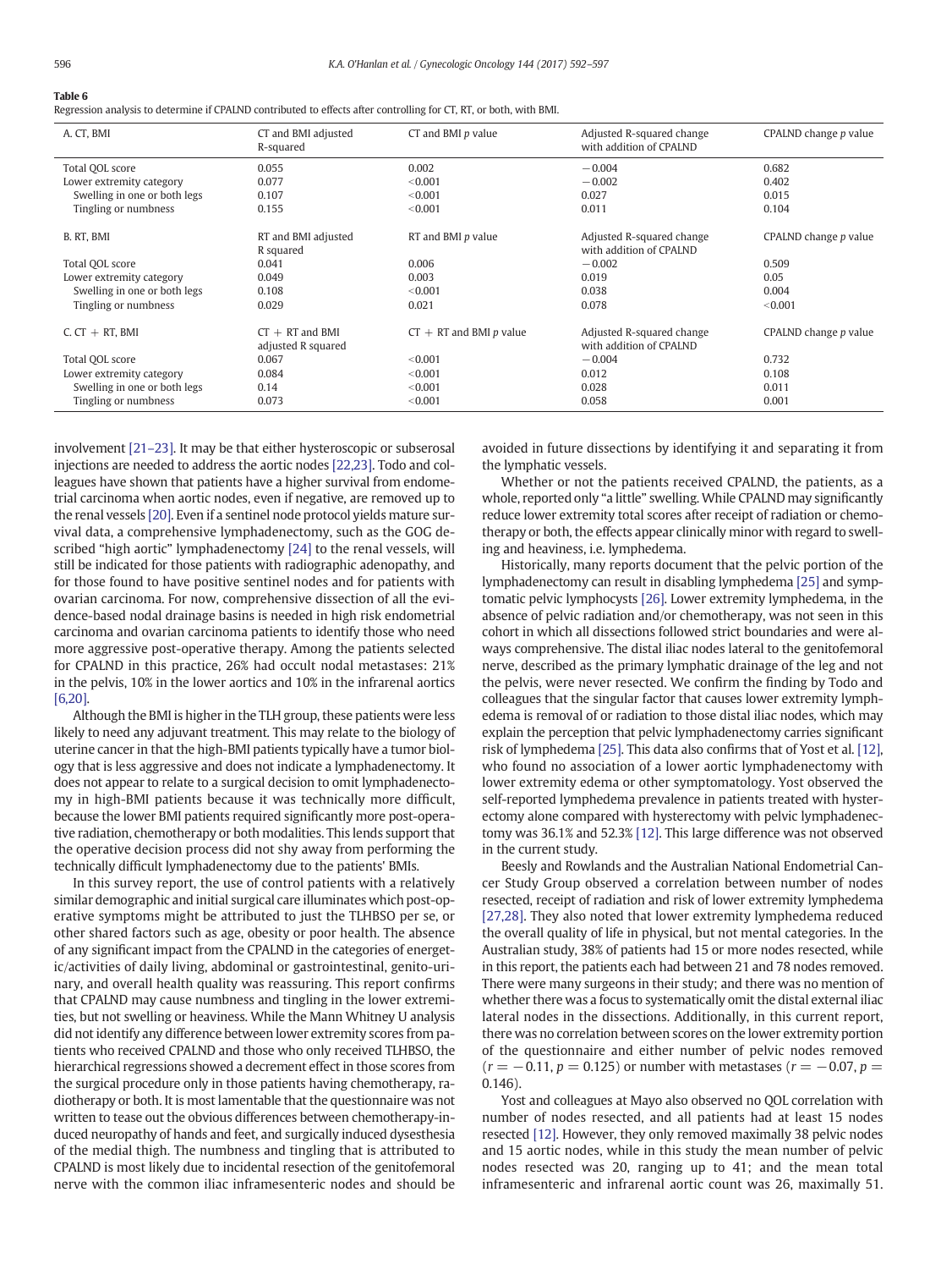**Table 6**
Regression analysis to determine if CPALND contributed to effects after controlling for CT, RT, or both, with BMI.

| A. CT, BMI | CT and BMI adjusted R-squared | CT and BMI *p* value | Adjusted R-squared change with addition of CPALND | CPALND change *p* value |
|---|---|---|---|---|
| Total QOL score | 0.055 | 0.002 | −0.004 | 0.682 |
| Lower extremity category | 0.077 | <0.001 | −0.002 | 0.402 |
| Swelling in one or both legs | 0.107 | <0.001 | 0.027 | 0.015 |
| Tingling or numbness | 0.155 | <0.001 | 0.011 | 0.104 |
| B. RT, BMI | RT and BMI adjusted R squared | RT and BMI *p* value | Adjusted R-squared change with addition of CPALND | CPALND change *p* value |
| Total QOL score | 0.041 | 0.006 | −0.002 | 0.509 |
| Lower extremity category | 0.049 | 0.003 | 0.019 | 0.05 |
| Swelling in one or both legs | 0.108 | <0.001 | 0.038 | 0.004 |
| Tingling or numbness | 0.029 | 0.021 | 0.078 | <0.001 |
| C. CT + RT, BMI | CT + RT and BMI adjusted R squared | CT + RT and BMI *p* value | Adjusted R-squared change with addition of CPALND | CPALND change *p* value |
| Total QOL score | 0.067 | <0.001 | −0.004 | 0.732 |
| Lower extremity category | 0.084 | <0.001 | 0.012 | 0.108 |
| Swelling in one or both legs | 0.14 | <0.001 | 0.028 | 0.011 |
| Tingling or numbness | 0.073 | <0.001 | 0.058 | 0.001 |

involvement [21–23]. It may be that either hysteroscopic or subserosal injections are needed to address the aortic nodes [22,23]. Todo and colleagues have shown that patients have a higher survival from endometrial carcinoma when aortic nodes, even if negative, are removed up to the renal vessels [20]. Even if a sentinel node protocol yields mature survival data, a comprehensive lymphadenectomy, such as the GOG described "high aortic" lymphadenectomy [24] to the renal vessels, will still be indicated for those patients with radiographic adenopathy, and for those found to have positive sentinel nodes and for patients with ovarian carcinoma. For now, comprehensive dissection of all the evidence-based nodal drainage basins is needed in high risk endometrial carcinoma and ovarian carcinoma patients to identify those who need more aggressive post-operative therapy. Among the patients selected for CPALND in this practice, 26% had occult nodal metastases: 21% in the pelvis, 10% in the lower aortics and 10% in the infrarenal aortics [6,20].

Although the BMI is higher in the TLH group, these patients were less likely to need any adjuvant treatment. This may relate to the biology of uterine cancer in that the high-BMI patients typically have a tumor biology that is less aggressive and does not indicate a lymphadenectomy. It does not appear to relate to a surgical decision to omit lymphadenectomy in high-BMI patients because it was technically more difficult, because the lower BMI patients required significantly more post-operative radiation, chemotherapy or both modalities. This lends support that the operative decision process did not shy away from performing the technically difficult lymphadenectomy due to the patients' BMIs.

In this survey report, the use of control patients with a relatively similar demographic and initial surgical care illuminates which post-operative symptoms might be attributed to just the TLHBSO per se, or other shared factors such as age, obesity or poor health. The absence of any significant impact from the CPALND in the categories of energetic/activities of daily living, abdominal or gastrointestinal, genito-urinary, and overall health quality was reassuring. This report confirms that CPALND may cause numbness and tingling in the lower extremities, but not swelling or heaviness. While the Mann Whitney U analysis did not identify any difference between lower extremity scores from patients who received CPALND and those who only received TLHBSO, the hierarchical regressions showed a decrement effect in those scores from the surgical procedure only in those patients having chemotherapy, radiotherapy or both. It is most lamentable that the questionnaire was not written to tease out the obvious differences between chemotherapy-induced neuropathy of hands and feet, and surgically induced dysesthesia of the medial thigh. The numbness and tingling that is attributed to CPALND is most likely due to incidental resection of the genitofemoral nerve with the common iliac inframesenteric nodes and should be avoided in future dissections by identifying it and separating it from the lymphatic vessels.

Whether or not the patients received CPALND, the patients, as a whole, reported only "a little" swelling. While CPALND may significantly reduce lower extremity total scores after receipt of radiation or chemotherapy or both, the effects appear clinically minor with regard to swelling and heaviness, i.e. lymphedema.

Historically, many reports document that the pelvic portion of the lymphadenectomy can result in disabling lymphedema [25] and symptomatic pelvic lymphocysts [26]. Lower extremity lymphedema, in the absence of pelvic radiation and/or chemotherapy, was not seen in this cohort in which all dissections followed strict boundaries and were always comprehensive. The distal iliac nodes lateral to the genitofemoral nerve, described as the primary lymphatic drainage of the leg and not the pelvis, were never resected. We confirm the finding by Todo and colleagues that the singular factor that causes lower extremity lymphedema is removal of or radiation to those distal iliac nodes, which may explain the perception that pelvic lymphadenectomy carries significant risk of lymphedema [25]. This data also confirms that of Yost et al. [12], who found no association of a lower aortic lymphadenectomy with lower extremity edema or other symptomatology. Yost observed the self-reported lymphedema prevalence in patients treated with hysterectomy alone compared with hysterectomy with pelvic lymphadenectomy was 36.1% and 52.3% [12]. This large difference was not observed in the current study.

Beesly and Rowlands and the Australian National Endometrial Cancer Study Group observed a correlation between number of nodes resected, receipt of radiation and risk of lower extremity lymphedema [27,28]. They also noted that lower extremity lymphedema reduced the overall quality of life in physical, but not mental categories. In the Australian study, 38% of patients had 15 or more nodes resected, while in this report, the patients each had between 21 and 78 nodes removed. There were many surgeons in their study; and there was no mention of whether there was a focus to systematically omit the distal external iliac lateral nodes in the dissections. Additionally, in this current report, there was no correlation between scores on the lower extremity portion of the questionnaire and either number of pelvic nodes removed ($r = -0.11$, $p = 0.125$) or number with metastases ($r = -0.07$, $p = 0.146$).

Yost and colleagues at Mayo also observed no QOL correlation with number of nodes resected, and all patients had at least 15 nodes resected [12]. However, they only removed maximally 38 pelvic nodes and 15 aortic nodes, while in this study the mean number of pelvic nodes resected was 20, ranging up to 41; and the mean total inframesenteric and infrarenal aortic count was 26, maximally 51.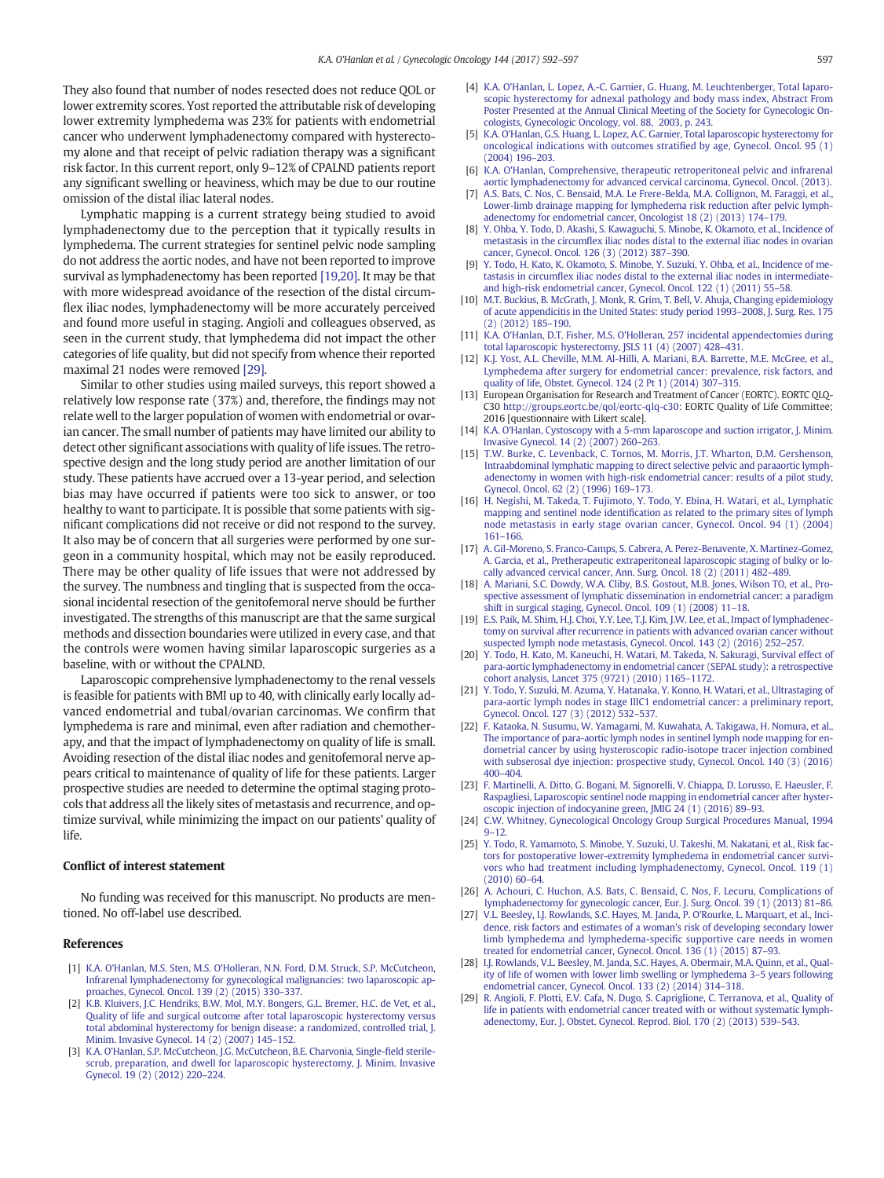They also found that number of nodes resected does not reduce QOL or lower extremity scores. Yost reported the attributable risk of developing lower extremity lymphedema was 23% for patients with endometrial cancer who underwent lymphadenectomy compared with hysterectomy alone and that receipt of pelvic radiation therapy was a significant risk factor. In this current report, only 9–12% of CPALND patients report any significant swelling or heaviness, which may be due to our routine omission of the distal iliac lateral nodes.

Lymphatic mapping is a current strategy being studied to avoid lymphadenectomy due to the perception that it typically results in lymphedema. The current strategies for sentinel pelvic node sampling do not address the aortic nodes, and have not been reported to improve survival as lymphadenectomy has been reported [19,20]. It may be that with more widespread avoidance of the resection of the distal circumflex iliac nodes, lymphadenectomy will be more accurately perceived and found more useful in staging. Angioli and colleagues observed, as seen in the current study, that lymphedema did not impact the other categories of life quality, but did not specify from whence their reported maximal 21 nodes were removed [29].

Similar to other studies using mailed surveys, this report showed a relatively low response rate (37%) and, therefore, the findings may not relate well to the larger population of women with endometrial or ovarian cancer. The small number of patients may have limited our ability to detect other significant associations with quality of life issues. The retrospective design and the long study period are another limitation of our study. These patients have accrued over a 13-year period, and selection bias may have occurred if patients were too sick to answer, or too healthy to want to participate. It is possible that some patients with significant complications did not receive or did not respond to the survey. It also may be of concern that all surgeries were performed by one surgeon in a community hospital, which may not be easily reproduced. There may be other quality of life issues that were not addressed by the survey. The numbness and tingling that is suspected from the occasional incidental resection of the genitofemoral nerve should be further investigated. The strengths of this manuscript are that the same surgical methods and dissection boundaries were utilized in every case, and that the controls were women having similar laparoscopic surgeries as a baseline, with or without the CPALND.

Laparoscopic comprehensive lymphadenectomy to the renal vessels is feasible for patients with BMI up to 40, with clinically early locally advanced endometrial and tubal/ovarian carcinomas. We confirm that lymphedema is rare and minimal, even after radiation and chemotherapy, and that the impact of lymphadenectomy on quality of life is small. Avoiding resection of the distal iliac nodes and genitofemoral nerve appears critical to maintenance of quality of life for these patients. Larger prospective studies are needed to determine the optimal staging protocols that address all the likely sites of metastasis and recurrence, and optimize survival, while minimizing the impact on our patients' quality of life.

## Conflict of interest statement

No funding was received for this manuscript. No products are mentioned. No off-label use described.

## References

[1] K.A. O'Hanlan, M.S. Sten, M.S. O'Holleran, N.N. Ford, D.M. Struck, S.P. McCutcheon, Infrarenal lymphadenectomy for gynecological malignancies: two laparoscopic approaches, Gynecol. Oncol. 139 (2) (2015) 330–337.

[2] K.B. Kluivers, J.C. Hendriks, B.W. Mol, M.Y. Bongers, G.L. Bremer, H.C. de Vet, et al., Quality of life and surgical outcome after total laparoscopic hysterectomy versus total abdominal hysterectomy for benign disease: a randomized, controlled trial, J. Minim. Invasive Gynecol. 14 (2) (2007) 145–152.

[3] K.A. O'Hanlan, S.P. McCutcheon, J.G. McCutcheon, B.E. Charvonia, Single-field sterile-scrub, preparation, and dwell for laparoscopic hysterectomy, J. Minim. Invasive Gynecol. 19 (2) (2012) 220–224.

[4] K.A. O'Hanlan, L. Lopez, A.-C. Garnier, G. Huang, M. Leuchtenberger, Total laparoscopic hysterectomy for adnexal pathology and body mass index, Abstract From Poster Presented at the Annual Clinical Meeting of the Society for Gynecologic Oncologists, Gynecologic Oncology, vol. 88, 2003, p. 243.

[5] K.A. O'Hanlan, G.S. Huang, L. Lopez, A.C. Garnier, Total laparoscopic hysterectomy for oncological indications with outcomes stratified by age, Gynecol. Oncol. 95 (1) (2004) 196–203.

[6] K.A. O'Hanlan, Comprehensive, therapeutic retroperitoneal pelvic and infrarenal aortic lymphadenectomy for advanced cervical carcinoma, Gynecol. Oncol. (2013).

[7] A.S. Bats, C. Nos, C. Bensaid, M.A. Le Frere-Belda, M.A. Collignon, M. Faraggi, et al., Lower-limb drainage mapping for lymphedema risk reduction after pelvic lymphadenectomy for endometrial cancer, Oncologist 18 (2) (2013) 174–179.

[8] Y. Ohba, Y. Todo, D. Akashi, S. Kawaguchi, S. Minobe, K. Okamoto, et al., Incidence of metastasis in the circumflex iliac nodes distal to the external iliac nodes in ovarian cancer, Gynecol. Oncol. 126 (3) (2012) 387–390.

[9] Y. Todo, H. Kato, K. Okamoto, S. Minobe, Y. Suzuki, Y. Ohba, et al., Incidence of metastasis in circumflex iliac nodes distal to the external iliac nodes in intermediate- and high-risk endometrial cancer, Gynecol. Oncol. 122 (1) (2011) 55–58.

[10] M.T. Buckius, B. McGrath, J. Monk, R. Grim, T. Bell, V. Ahuja, Changing epidemiology of acute appendicitis in the United States: study period 1993–2008, J. Surg. Res. 175 (2) (2012) 185–190.

[11] K.A. O'Hanlan, D.T. Fisher, M.S. O'Holleran, 257 incidental appendectomies during total laparoscopic hysterectomy, JSLS 11 (4) (2007) 428–431.

[12] K.J. Yost, A.L. Cheville, M.M. Al-Hilli, A. Mariani, B.A. Barrette, M.E. McGree, et al., Lymphedema after surgery for endometrial cancer: prevalence, risk factors, and quality of life, Obstet. Gynecol. 124 (2 Pt 1) (2014) 307–315.

[13] European Organisation for Research and Treatment of Cancer (EORTC). EORTC QLQ-C30 http://groups.eortc.be/qol/eortc-qlq-c30: EORTC Quality of Life Committee; 2016 [questionnaire with Likert scale].

[14] K.A. O'Hanlan, Cystoscopy with a 5-mm laparoscope and suction irrigator, J. Minim. Invasive Gynecol. 14 (2) (2007) 260–263.

[15] T.W. Burke, C. Levenback, C. Tornos, M. Morris, J.T. Wharton, D.M. Gershenson, Intraabdominal lymphatic mapping to direct selective pelvic and paraaortic lymphadenectomy in women with high-risk endometrial cancer: results of a pilot study, Gynecol. Oncol. 62 (2) (1996) 169–173.

[16] H. Negishi, M. Takeda, T. Fujimoto, Y. Todo, Y. Ebina, H. Watari, et al., Lymphatic mapping and sentinel node identification as related to the primary sites of lymph node metastasis in early stage ovarian cancer, Gynecol. Oncol. 94 (1) (2004) 161–166.

[17] A. Gil-Moreno, S. Franco-Camps, S. Cabrera, A. Perez-Benavente, X. Martinez-Gomez, A. Garcia, et al., Pretherapeutic extraperitoneal laparoscopic staging of bulky or locally advanced cervical cancer, Ann. Surg. Oncol. 18 (2) (2011) 482–489.

[18] A. Mariani, S.C. Dowdy, W.A. Cliby, B.S. Gostout, M.B. Jones, Wilson TO, et al., Prospective assessment of lymphatic dissemination in endometrial cancer: a paradigm shift in surgical staging, Gynecol. Oncol. 109 (1) (2008) 11–18.

[19] E.S. Paik, M. Shim, H.J. Choi, Y.Y. Lee, T.J. Kim, J.W. Lee, et al., Impact of lymphadenectomy on survival after recurrence in patients with advanced ovarian cancer without suspected lymph node metastasis, Gynecol. Oncol. 143 (2) (2016) 252–257.

[20] Y. Todo, H. Kato, M. Kaneuchi, H. Watari, M. Takeda, N. Sakuragi, Survival effect of para-aortic lymphadenectomy in endometrial cancer (SEPAL study): a retrospective cohort analysis, Lancet 375 (9721) (2010) 1165–1172.

[21] Y. Todo, Y. Suzuki, M. Azuma, Y. Hatanaka, Y. Konno, H. Watari, et al., Ultrastaging of para-aortic lymph nodes in stage IIIC1 endometrial cancer: a preliminary report, Gynecol. Oncol. 127 (3) (2012) 532–537.

[22] F. Kataoka, N. Susumu, W. Yamagami, M. Kuwahata, A. Takigawa, H. Nomura, et al., The importance of para-aortic lymph nodes in sentinel lymph node mapping for endometrial cancer by using hysteroscopic radio-isotope tracer injection combined with subserosal dye injection: prospective study, Gynecol. Oncol. 140 (3) (2016) 400–404.

[23] F. Martinelli, A. Ditto, G. Bogani, M. Signorelli, V. Chiappa, D. Lorusso, E. Haeusler, F. Raspagliesi, Laparoscopic sentinel node mapping in endometrial cancer after hysteroscopic injection of indocyanine green, JMIG 24 (1) (2016) 89–93.

[24] C.W. Whitney, Gynecological Oncology Group Surgical Procedures Manual, 1994 9–12.

[25] Y. Todo, R. Yamamoto, S. Minobe, Y. Suzuki, U. Takeshi, M. Nakatani, et al., Risk factors for postoperative lower-extremity lymphedema in endometrial cancer survivors who had treatment including lymphadenectomy, Gynecol. Oncol. 119 (1) (2010) 60–64.

[26] A. Achouri, C. Huchon, A.S. Bats, C. Bensaid, C. Nos, F. Lecuru, Complications of lymphadenectomy for gynecologic cancer, Eur. J. Surg. Oncol. 39 (1) (2013) 81–86.

[27] V.L. Beesley, I.J. Rowlands, S.C. Hayes, M. Janda, P. O'Rourke, L. Marquart, et al., Incidence, risk factors and estimates of a woman's risk of developing secondary lower limb lymphedema and lymphedema-specific supportive care needs in women treated for endometrial cancer, Gynecol. Oncol. 136 (1) (2015) 87–93.

[28] I.J. Rowlands, V.L. Beesley, M. Janda, S.C. Hayes, A. Obermair, M.A. Quinn, et al., Quality of life of women with lower limb swelling or lymphedema 3–5 years following endometrial cancer, Gynecol. Oncol. 133 (2) (2014) 314–318.

[29] R. Angioli, F. Plotti, E.V. Cafa, N. Dugo, S. Capriglione, C. Terranova, et al., Quality of life in patients with endometrial cancer treated with or without systematic lymphadenectomy, Eur. J. Obstet. Gynecol. Reprod. Biol. 170 (2) (2013) 539–543.